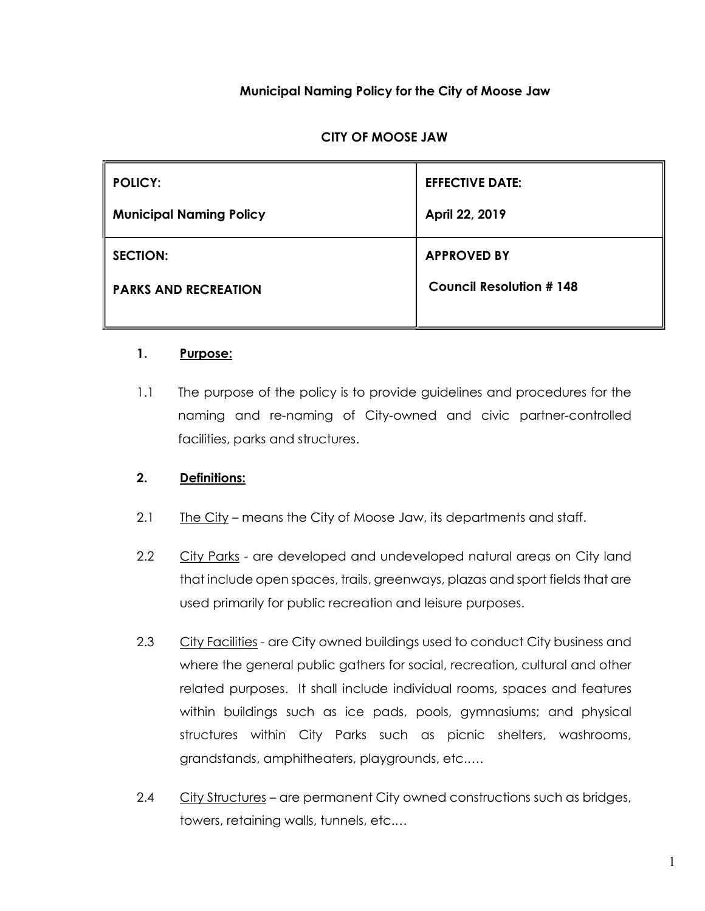**Municipal Naming Policy for the City of Moose Jaw**

**CITY OF MOOSE JAW**

| **POLICY:** **Municipal Naming Policy** | **EFFECTIVE DATE:** **April 22, 2019** |
|---|---|
| **SECTION:** **PARKS AND RECREATION** | **APPROVED BY** **Council Resolution # 148** |

## 1. Purpose:

1.1 The purpose of the policy is to provide guidelines and procedures for the naming and re-naming of City-owned and civic partner-controlled facilities, parks and structures.

## 2. Definitions:

2.1 The City – means the City of Moose Jaw, its departments and staff.

2.2 City Parks - are developed and undeveloped natural areas on City land that include open spaces, trails, greenways, plazas and sport fields that are used primarily for public recreation and leisure purposes.

2.3 City Facilities - are City owned buildings used to conduct City business and where the general public gathers for social, recreation, cultural and other related purposes. It shall include individual rooms, spaces and features within buildings such as ice pads, pools, gymnasiums; and physical structures within City Parks such as picnic shelters, washrooms, grandstands, amphitheaters, playgrounds, etc.….

2.4 City Structures – are permanent City owned constructions such as bridges, towers, retaining walls, tunnels, etc.…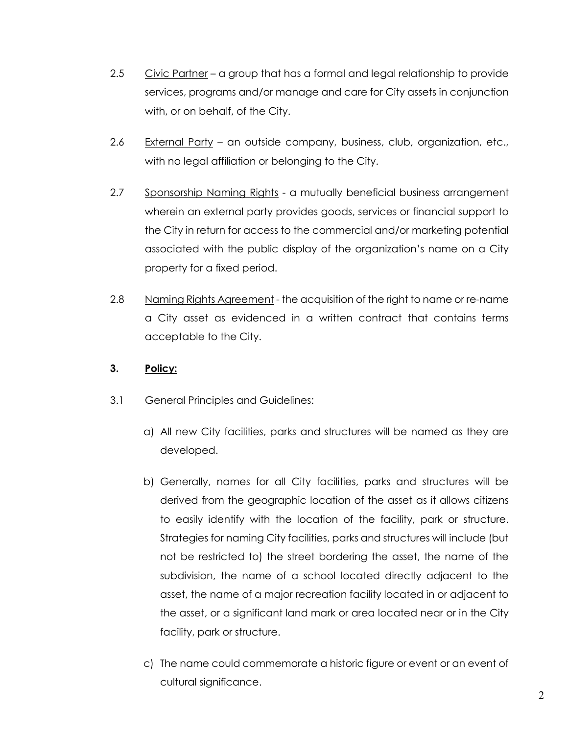2.5 Civic Partner – a group that has a formal and legal relationship to provide services, programs and/or manage and care for City assets in conjunction with, or on behalf, of the City.

2.6 External Party – an outside company, business, club, organization, etc., with no legal affiliation or belonging to the City.

2.7 Sponsorship Naming Rights - a mutually beneficial business arrangement wherein an external party provides goods, services or financial support to the City in return for access to the commercial and/or marketing potential associated with the public display of the organization's name on a City property for a fixed period.

2.8 Naming Rights Agreement - the acquisition of the right to name or re-name a City asset as evidenced in a written contract that contains terms acceptable to the City.

## 3. Policy:

3.1 General Principles and Guidelines:

a) All new City facilities, parks and structures will be named as they are developed.

b) Generally, names for all City facilities, parks and structures will be derived from the geographic location of the asset as it allows citizens to easily identify with the location of the facility, park or structure. Strategies for naming City facilities, parks and structures will include (but not be restricted to) the street bordering the asset, the name of the subdivision, the name of a school located directly adjacent to the asset, the name of a major recreation facility located in or adjacent to the asset, or a significant land mark or area located near or in the City facility, park or structure.

c) The name could commemorate a historic figure or event or an event of cultural significance.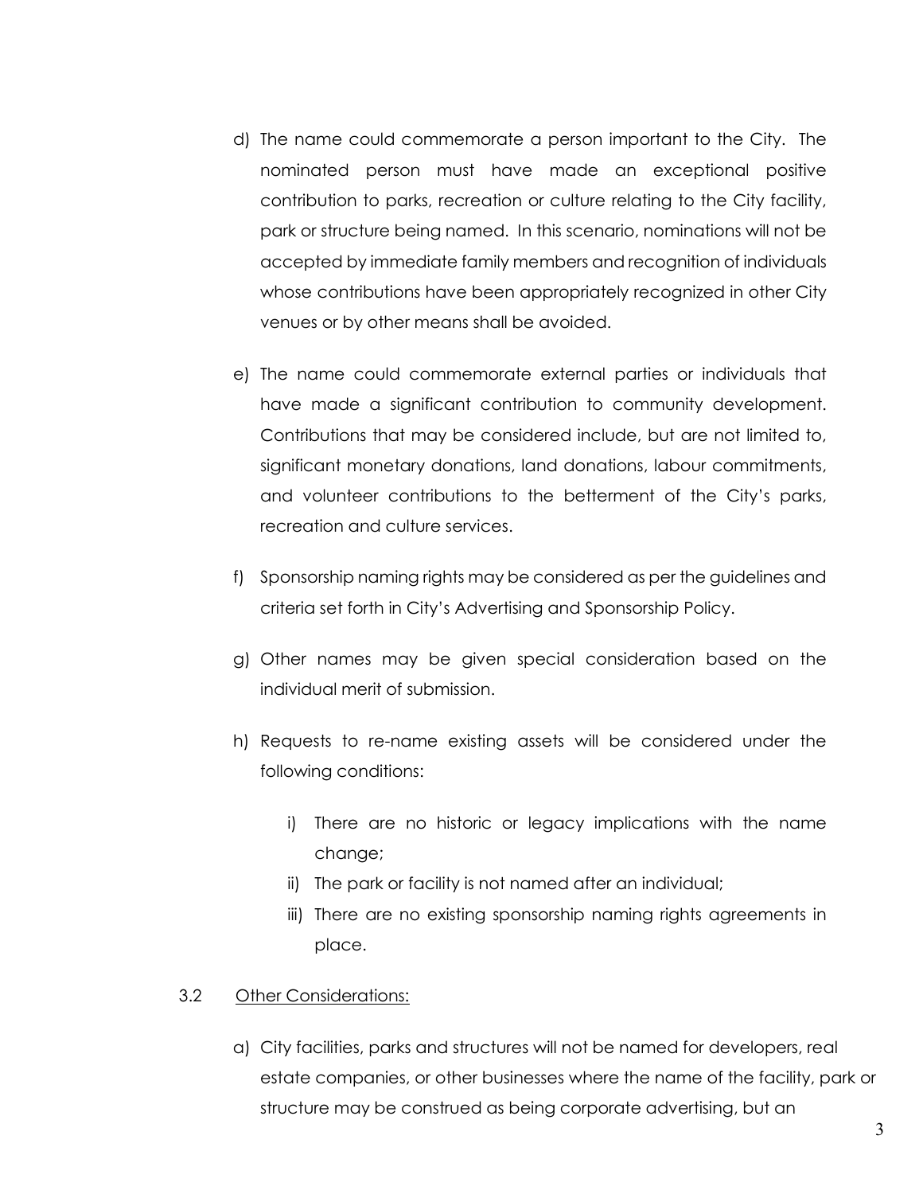d) The name could commemorate a person important to the City. The nominated person must have made an exceptional positive contribution to parks, recreation or culture relating to the City facility, park or structure being named. In this scenario, nominations will not be accepted by immediate family members and recognition of individuals whose contributions have been appropriately recognized in other City venues or by other means shall be avoided.

e) The name could commemorate external parties or individuals that have made a significant contribution to community development. Contributions that may be considered include, but are not limited to, significant monetary donations, land donations, labour commitments, and volunteer contributions to the betterment of the City's parks, recreation and culture services.

f) Sponsorship naming rights may be considered as per the guidelines and criteria set forth in City's Advertising and Sponsorship Policy.

g) Other names may be given special consideration based on the individual merit of submission.

h) Requests to re-name existing assets will be considered under the following conditions:

   i) There are no historic or legacy implications with the name change;
   ii) The park or facility is not named after an individual;
   iii) There are no existing sponsorship naming rights agreements in place.

3.2 Other Considerations:

a) City facilities, parks and structures will not be named for developers, real estate companies, or other businesses where the name of the facility, park or structure may be construed as being corporate advertising, but an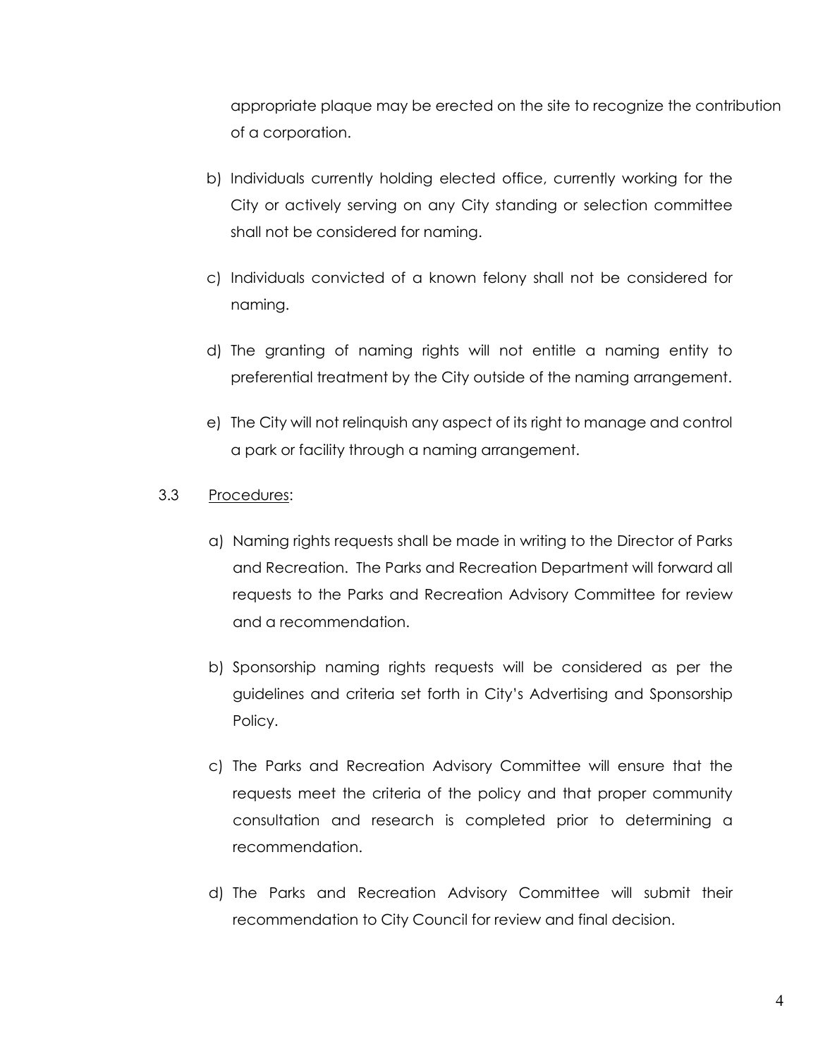appropriate plaque may be erected on the site to recognize the contribution of a corporation.

b) Individuals currently holding elected office, currently working for the City or actively serving on any City standing or selection committee shall not be considered for naming.

c) Individuals convicted of a known felony shall not be considered for naming.

d) The granting of naming rights will not entitle a naming entity to preferential treatment by the City outside of the naming arrangement.

e) The City will not relinquish any aspect of its right to manage and control a park or facility through a naming arrangement.

3.3 Procedures:

a) Naming rights requests shall be made in writing to the Director of Parks and Recreation. The Parks and Recreation Department will forward all requests to the Parks and Recreation Advisory Committee for review and a recommendation.

b) Sponsorship naming rights requests will be considered as per the guidelines and criteria set forth in City's Advertising and Sponsorship Policy.

c) The Parks and Recreation Advisory Committee will ensure that the requests meet the criteria of the policy and that proper community consultation and research is completed prior to determining a recommendation.

d) The Parks and Recreation Advisory Committee will submit their recommendation to City Council for review and final decision.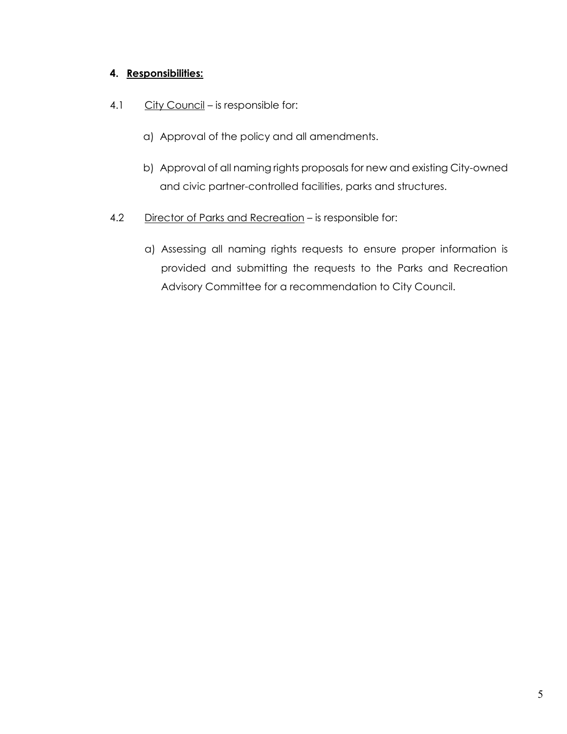## 4. <u>Responsibilities:</u>

4.1 <u>City Council</u> – is responsible for:

a) Approval of the policy and all amendments.

b) Approval of all naming rights proposals for new and existing City-owned and civic partner-controlled facilities, parks and structures.

4.2 <u>Director of Parks and Recreation</u> – is responsible for:

a) Assessing all naming rights requests to ensure proper information is provided and submitting the requests to the Parks and Recreation Advisory Committee for a recommendation to City Council.